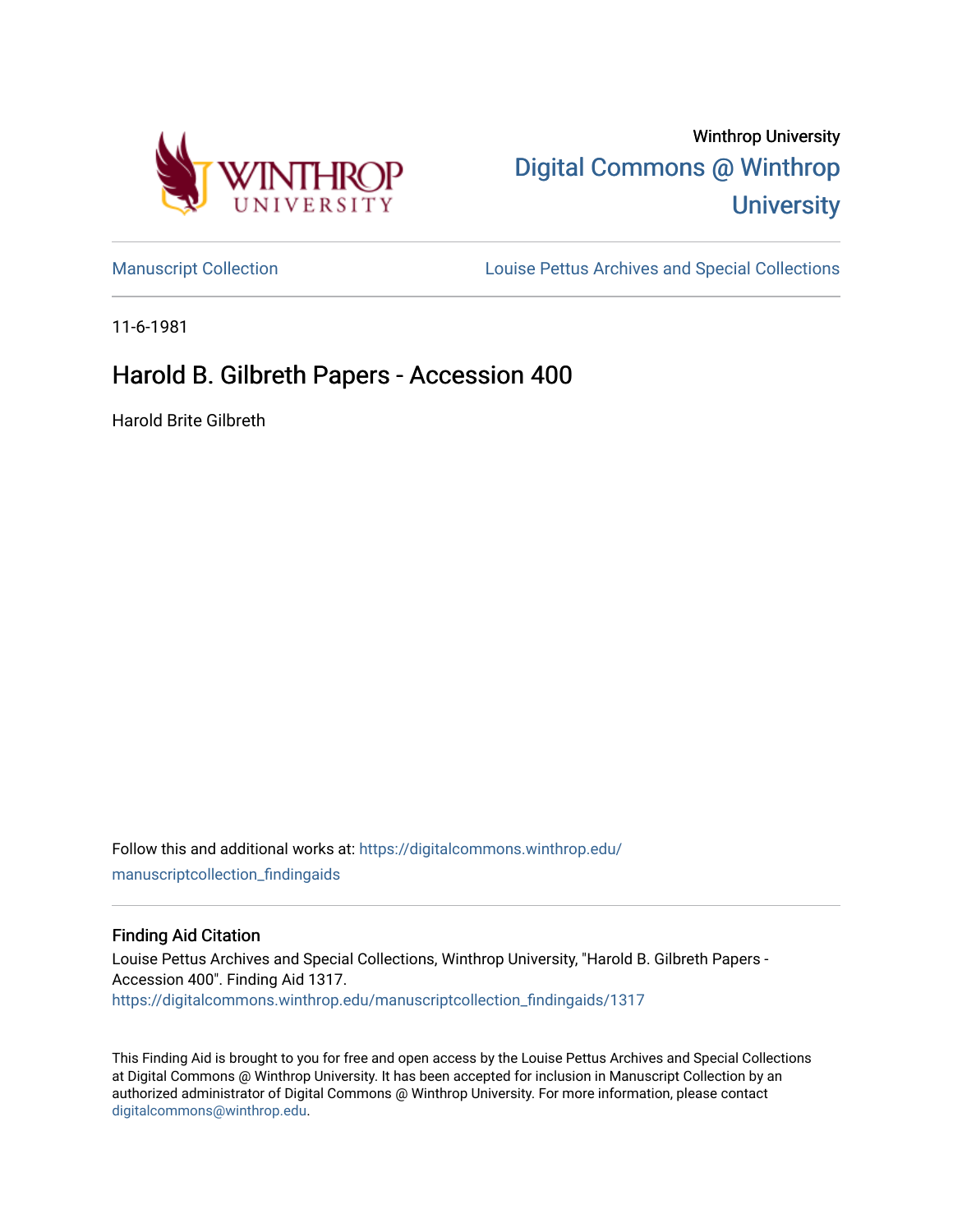Winthrop University

Digital Commons @ Winthrop University

Manuscript Collection | Louise Pettus Archives and Special Collections

11-6-1981

# Harold B. Gilbreth Papers - Accession 400

Harold Brite Gilbreth

Follow this and additional works at: https://digitalcommons.winthrop.edu/manuscriptcollection_findingaids

## Finding Aid Citation

Louise Pettus Archives and Special Collections, Winthrop University, "Harold B. Gilbreth Papers - Accession 400". Finding Aid 1317.
https://digitalcommons.winthrop.edu/manuscriptcollection_findingaids/1317

This Finding Aid is brought to you for free and open access by the Louise Pettus Archives and Special Collections at Digital Commons @ Winthrop University. It has been accepted for inclusion in Manuscript Collection by an authorized administrator of Digital Commons @ Winthrop University. For more information, please contact digitalcommons@winthrop.edu.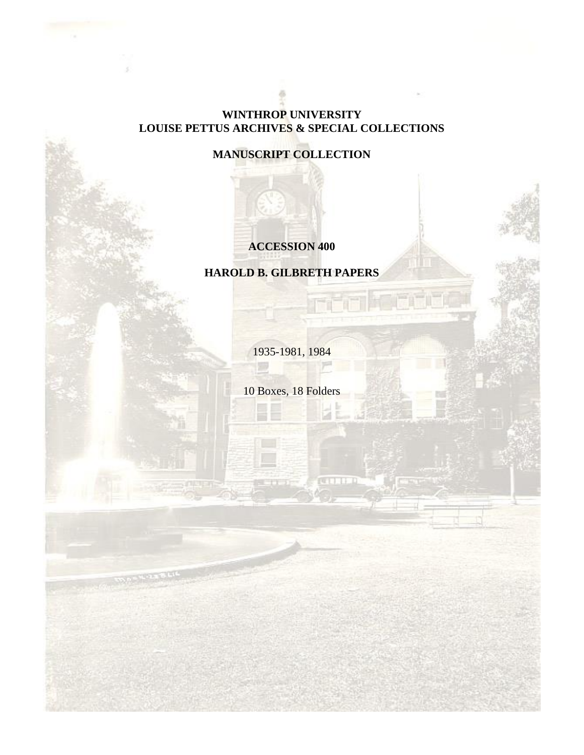**WINTHROP UNIVERSITY**
**LOUISE PETTUS ARCHIVES & SPECIAL COLLECTIONS**

**MANUSCRIPT COLLECTION**

**ACCESSION 400**

**HAROLD B. GILBRETH PAPERS**

1935-1981, 1984

10 Boxes, 18 Folders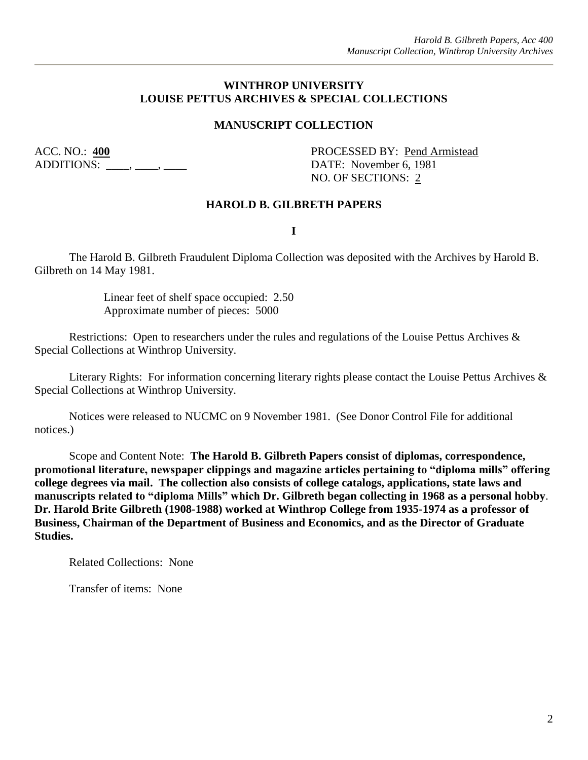**WINTHROP UNIVERSITY**
**LOUISE PETTUS ARCHIVES & SPECIAL COLLECTIONS**

**MANUSCRIPT COLLECTION**

ACC. NO.: **400**
ADDITIONS: ____, ____, ____

PROCESSED BY: Pend Armistead
DATE: November 6, 1981
NO. OF SECTIONS: 2

## HAROLD B. GILBRETH PAPERS

**I**

The Harold B. Gilbreth Fraudulent Diploma Collection was deposited with the Archives by Harold B. Gilbreth on 14 May 1981.

Linear feet of shelf space occupied: 2.50
Approximate number of pieces: 5000

Restrictions: Open to researchers under the rules and regulations of the Louise Pettus Archives & Special Collections at Winthrop University.

Literary Rights: For information concerning literary rights please contact the Louise Pettus Archives & Special Collections at Winthrop University.

Notices were released to NUCMC on 9 November 1981. (See Donor Control File for additional notices.)

Scope and Content Note: **The Harold B. Gilbreth Papers consist of diplomas, correspondence, promotional literature, newspaper clippings and magazine articles pertaining to "diploma mills" offering college degrees via mail. The collection also consists of college catalogs, applications, state laws and manuscripts related to "diploma Mills" which Dr. Gilbreth began collecting in 1968 as a personal hobby**. **Dr. Harold Brite Gilbreth (1908-1988) worked at Winthrop College from 1935-1974 as a professor of Business, Chairman of the Department of Business and Economics, and as the Director of Graduate Studies.**

Related Collections: None

Transfer of items: None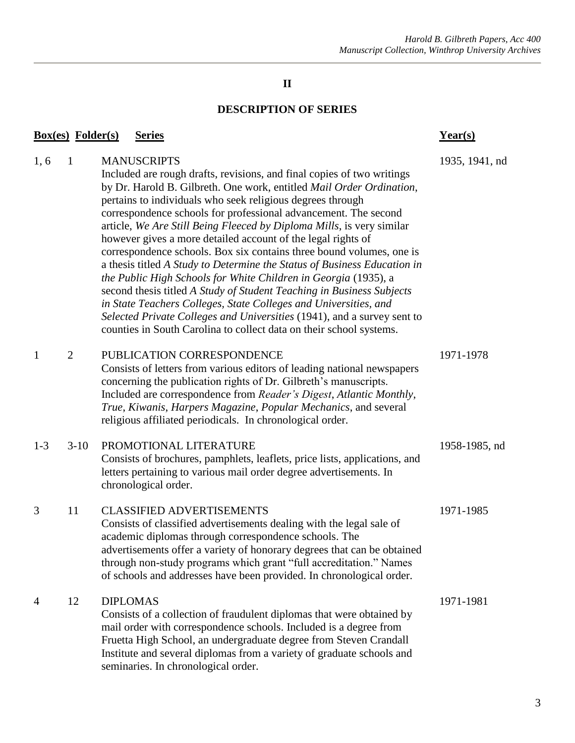## II

## DESCRIPTION OF SERIES

| Box(es) | Folder(s) | Series | Year(s) |
|---|---|---|---|
| 1, 6 | 1 | MANUSCRIPTS<br>Included are rough drafts, revisions, and final copies of two writings by Dr. Harold B. Gilbreth. One work, entitled *Mail Order Ordination*, pertains to individuals who seek religious degrees through correspondence schools for professional advancement. The second article, *We Are Still Being Fleeced by Diploma Mills*, is very similar however gives a more detailed account of the legal rights of correspondence schools. Box six contains three bound volumes, one is a thesis titled *A Study to Determine the Status of Business Education in the Public High Schools for White Children in Georgia* (1935), a second thesis titled *A Study of Student Teaching in Business Subjects in State Teachers Colleges, State Colleges and Universities, and Selected Private Colleges and Universities* (1941), and a survey sent to counties in South Carolina to collect data on their school systems. | 1935, 1941, nd |
| 1 | 2 | PUBLICATION CORRESPONDENCE<br>Consists of letters from various editors of leading national newspapers concerning the publication rights of Dr. Gilbreth's manuscripts. Included are correspondence from *Reader's Digest*, *Atlantic Monthly*, *True*, *Kiwanis*, *Harpers Magazine*, *Popular Mechanics*, and several religious affiliated periodicals. In chronological order. | 1971-1978 |
| 1-3 | 3-10 | PROMOTIONAL LITERATURE<br>Consists of brochures, pamphlets, leaflets, price lists, applications, and letters pertaining to various mail order degree advertisements. In chronological order. | 1958-1985, nd |
| 3 | 11 | CLASSIFIED ADVERTISEMENTS<br>Consists of classified advertisements dealing with the legal sale of academic diplomas through correspondence schools. The advertisements offer a variety of honorary degrees that can be obtained through non-study programs which grant "full accreditation." Names of schools and addresses have been provided. In chronological order. | 1971-1985 |
| 4 | 12 | DIPLOMAS<br>Consists of a collection of fraudulent diplomas that were obtained by mail order with correspondence schools. Included is a degree from Fruetta High School, an undergraduate degree from Steven Crandall Institute and several diplomas from a variety of graduate schools and seminaries. In chronological order. | 1971-1981 |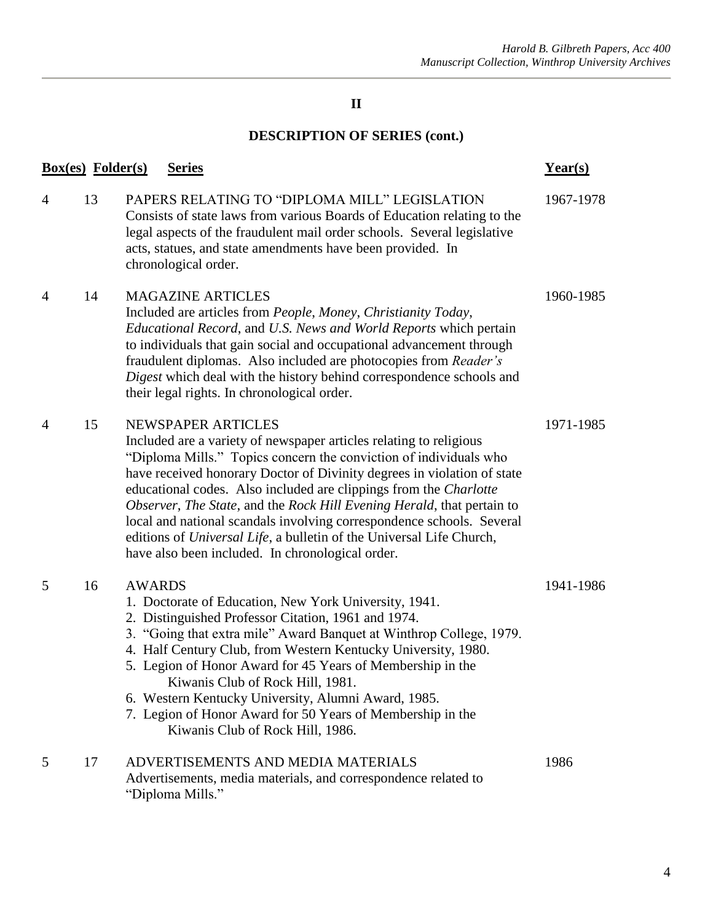## II

## DESCRIPTION OF SERIES (cont.)

| Box(es) | Folder(s) | Series | Year(s) |
|---|---|---|---|
| 4 | 13 | PAPERS RELATING TO "DIPLOMA MILL" LEGISLATION<br>Consists of state laws from various Boards of Education relating to the legal aspects of the fraudulent mail order schools. Several legislative acts, statues, and state amendments have been provided. In chronological order. | 1967-1978 |
| 4 | 14 | MAGAZINE ARTICLES<br>Included are articles from *People*, *Money*, *Christianity Today*, *Educational Record*, and *U.S. News and World Reports* which pertain to individuals that gain social and occupational advancement through fraudulent diplomas. Also included are photocopies from *Reader's Digest* which deal with the history behind correspondence schools and their legal rights. In chronological order. | 1960-1985 |
| 4 | 15 | NEWSPAPER ARTICLES<br>Included are a variety of newspaper articles relating to religious "Diploma Mills." Topics concern the conviction of individuals who have received honorary Doctor of Divinity degrees in violation of state educational codes. Also included are clippings from the *Charlotte Observer*, *The State*, and the *Rock Hill Evening Herald*, that pertain to local and national scandals involving correspondence schools. Several editions of *Universal Life*, a bulletin of the Universal Life Church, have also been included. In chronological order. | 1971-1985 |
| 5 | 16 | AWARDS<br>1. Doctorate of Education, New York University, 1941.<br>2. Distinguished Professor Citation, 1961 and 1974.<br>3. "Going that extra mile" Award Banquet at Winthrop College, 1979.<br>4. Half Century Club, from Western Kentucky University, 1980.<br>5. Legion of Honor Award for 45 Years of Membership in the Kiwanis Club of Rock Hill, 1981.<br>6. Western Kentucky University, Alumni Award, 1985.<br>7. Legion of Honor Award for 50 Years of Membership in the Kiwanis Club of Rock Hill, 1986. | 1941-1986 |
| 5 | 17 | ADVERTISEMENTS AND MEDIA MATERIALS<br>Advertisements, media materials, and correspondence related to "Diploma Mills." | 1986 |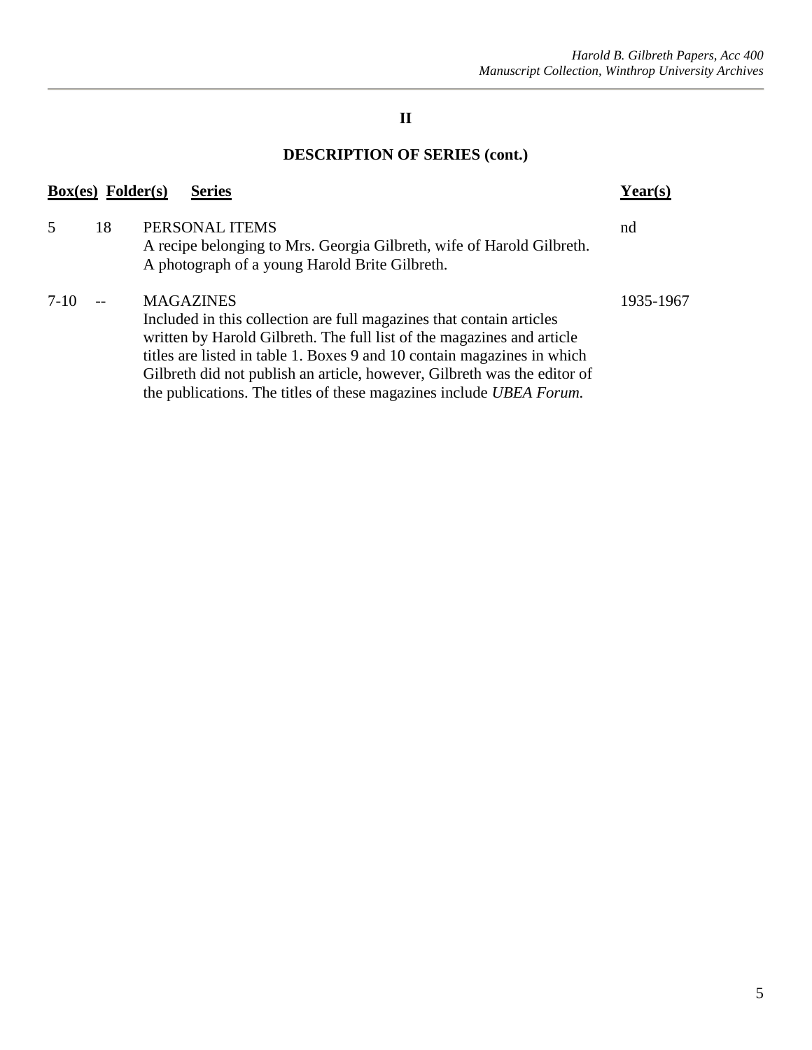## II

## DESCRIPTION OF SERIES (cont.)

| Box(es) | Folder(s) | Series | Year(s) |
|---|---|---|---|
| 5 | 18 | PERSONAL ITEMS<br>A recipe belonging to Mrs. Georgia Gilbreth, wife of Harold Gilbreth. A photograph of a young Harold Brite Gilbreth. | nd |
| 7-10 | -- | MAGAZINES<br>Included in this collection are full magazines that contain articles written by Harold Gilbreth. The full list of the magazines and article titles are listed in table 1. Boxes 9 and 10 contain magazines in which Gilbreth did not publish an article, however, Gilbreth was the editor of the publications. The titles of these magazines include *UBEA Forum.* | 1935-1967 |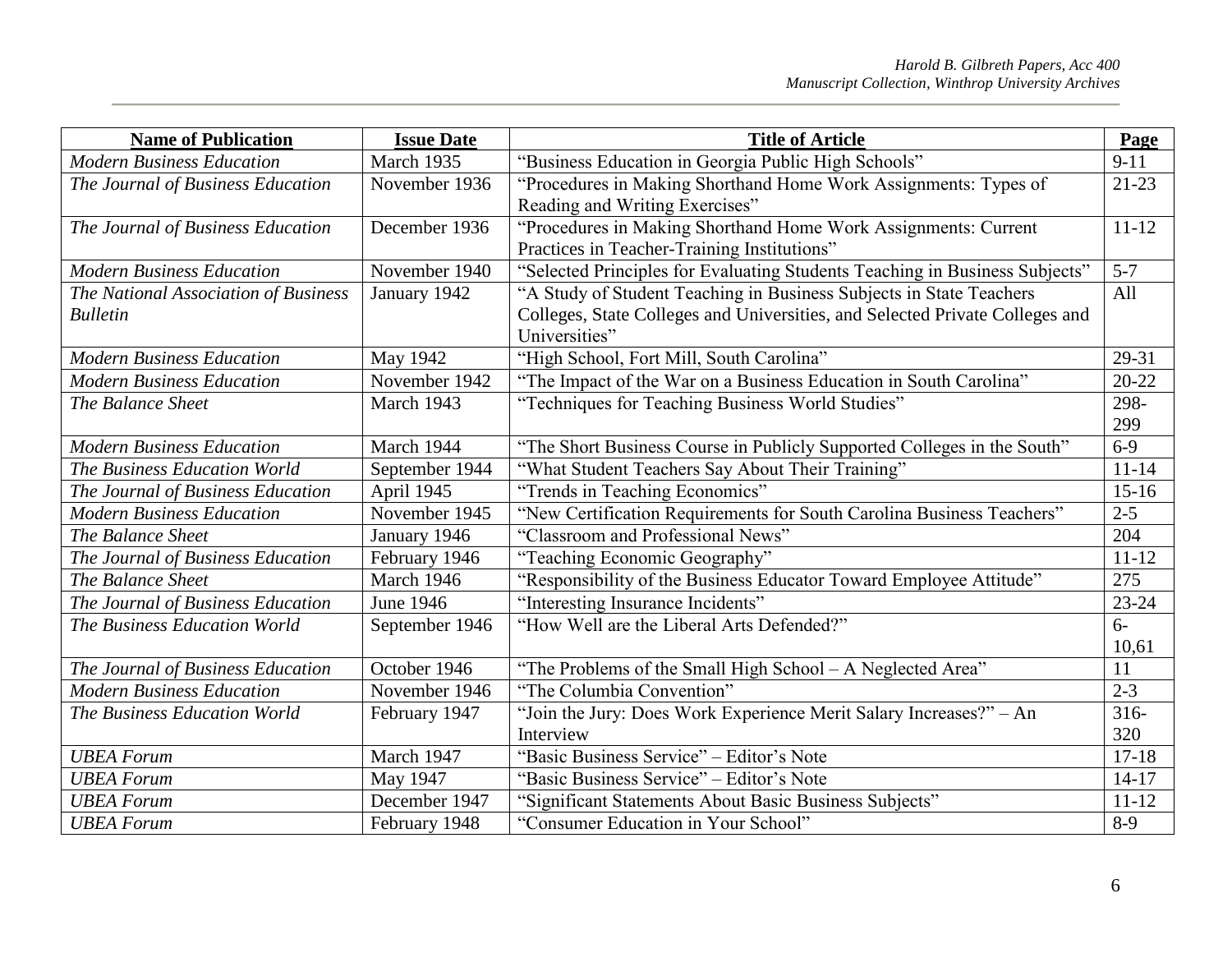| **Name of Publication** | **Issue Date** | **Title of Article** | **Page** |
|---|---|---|---|
| *Modern Business Education* | March 1935 | "Business Education in Georgia Public High Schools" | 9-11 |
| *The Journal of Business Education* | November 1936 | "Procedures in Making Shorthand Home Work Assignments: Types of Reading and Writing Exercises" | 21-23 |
| *The Journal of Business Education* | December 1936 | "Procedures in Making Shorthand Home Work Assignments: Current Practices in Teacher-Training Institutions" | 11-12 |
| *Modern Business Education* | November 1940 | "Selected Principles for Evaluating Students Teaching in Business Subjects" | 5-7 |
| *The National Association of Business Bulletin* | January 1942 | "A Study of Student Teaching in Business Subjects in State Teachers Colleges, State Colleges and Universities, and Selected Private Colleges and Universities" | All |
| *Modern Business Education* | May 1942 | "High School, Fort Mill, South Carolina" | 29-31 |
| *Modern Business Education* | November 1942 | "The Impact of the War on a Business Education in South Carolina" | 20-22 |
| *The Balance Sheet* | March 1943 | "Techniques for Teaching Business World Studies" | 298-299 |
| *Modern Business Education* | March 1944 | "The Short Business Course in Publicly Supported Colleges in the South" | 6-9 |
| *The Business Education World* | September 1944 | "What Student Teachers Say About Their Training" | 11-14 |
| *The Journal of Business Education* | April 1945 | "Trends in Teaching Economics" | 15-16 |
| *Modern Business Education* | November 1945 | "New Certification Requirements for South Carolina Business Teachers" | 2-5 |
| *The Balance Sheet* | January 1946 | "Classroom and Professional News" | 204 |
| *The Journal of Business Education* | February 1946 | "Teaching Economic Geography" | 11-12 |
| *The Balance Sheet* | March 1946 | "Responsibility of the Business Educator Toward Employee Attitude" | 275 |
| *The Journal of Business Education* | June 1946 | "Interesting Insurance Incidents" | 23-24 |
| *The Business Education World* | September 1946 | "How Well are the Liberal Arts Defended?" | 6-10,61 |
| *The Journal of Business Education* | October 1946 | "The Problems of the Small High School – A Neglected Area" | 11 |
| *Modern Business Education* | November 1946 | "The Columbia Convention" | 2-3 |
| *The Business Education World* | February 1947 | "Join the Jury: Does Work Experience Merit Salary Increases?" – An Interview | 316-320 |
| *UBEA Forum* | March 1947 | "Basic Business Service" – Editor's Note | 17-18 |
| *UBEA Forum* | May 1947 | "Basic Business Service" – Editor's Note | 14-17 |
| *UBEA Forum* | December 1947 | "Significant Statements About Basic Business Subjects" | 11-12 |
| *UBEA Forum* | February 1948 | "Consumer Education in Your School" | 8-9 |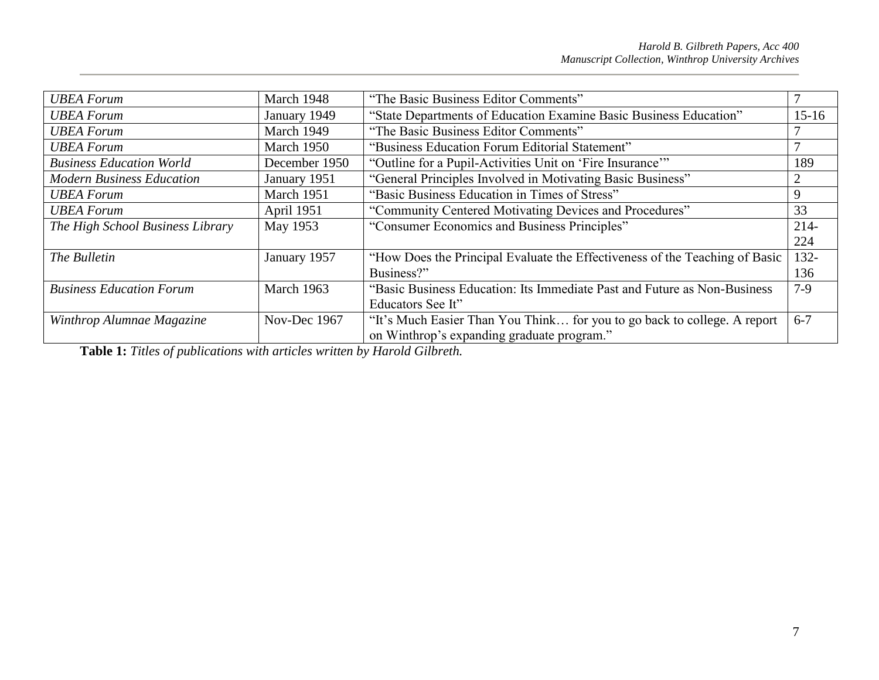| | | | |
|---|---|---|---|
| *UBEA Forum* | March 1948 | "The Basic Business Editor Comments" | 7 |
| *UBEA Forum* | January 1949 | "State Departments of Education Examine Basic Business Education" | 15-16 |
| *UBEA Forum* | March 1949 | "The Basic Business Editor Comments" | 7 |
| *UBEA Forum* | March 1950 | "Business Education Forum Editorial Statement" | 7 |
| *Business Education World* | December 1950 | "Outline for a Pupil-Activities Unit on 'Fire Insurance'" | 189 |
| *Modern Business Education* | January 1951 | "General Principles Involved in Motivating Basic Business" | 2 |
| *UBEA Forum* | March 1951 | "Basic Business Education in Times of Stress" | 9 |
| *UBEA Forum* | April 1951 | "Community Centered Motivating Devices and Procedures" | 33 |
| *The High School Business Library* | May 1953 | "Consumer Economics and Business Principles" | 214-224 |
| *The Bulletin* | January 1957 | "How Does the Principal Evaluate the Effectiveness of the Teaching of Basic Business?" | 132-136 |
| *Business Education Forum* | March 1963 | "Basic Business Education: Its Immediate Past and Future as Non-Business Educators See It" | 7-9 |
| *Winthrop Alumnae Magazine* | Nov-Dec 1967 | "It's Much Easier Than You Think… for you to go back to college. A report on Winthrop's expanding graduate program." | 6-7 |

**Table 1:** *Titles of publications with articles written by Harold Gilbreth.*